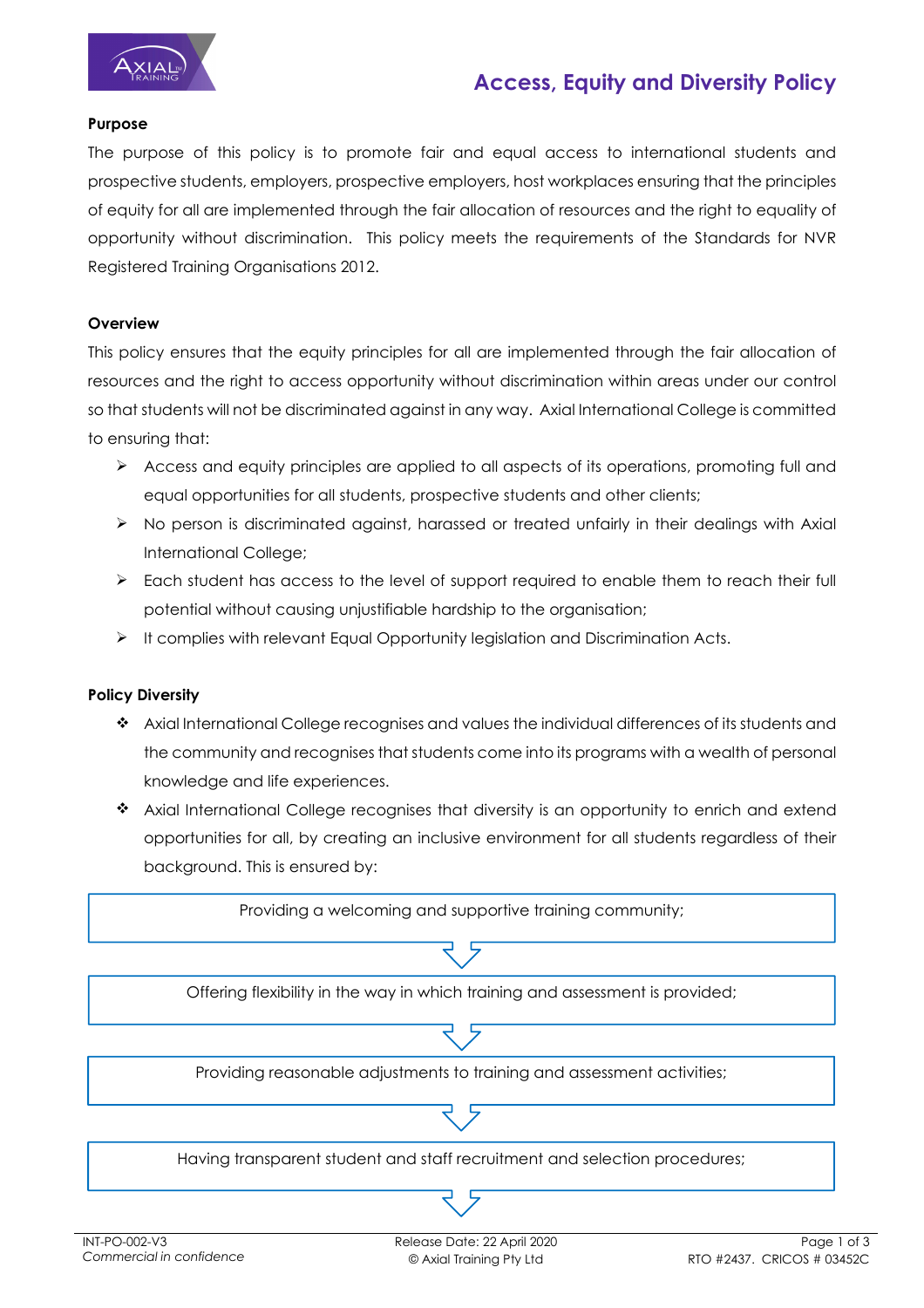# Access, Equity and Diversity Policy

**Purpose**

The purpose of this policy is to promote fair and equal access to international students and prospective students, employers, prospective employers, host workplaces ensuring that the principles of equity for all are implemented through the fair allocation of resources and the right to equality of opportunity without discrimination. This policy meets the requirements of the Standards for NVR Registered Training Organisations 2012.

**Overview**

This policy ensures that the equity principles for all are implemented through the fair allocation of resources and the right to access opportunity without discrimination within areas under our control so that students will not be discriminated against in any way. Axial International College is committed to ensuring that:

- Access and equity principles are applied to all aspects of its operations, promoting full and equal opportunities for all students, prospective students and other clients;
- No person is discriminated against, harassed or treated unfairly in their dealings with Axial International College;
- Each student has access to the level of support required to enable them to reach their full potential without causing unjustifiable hardship to the organisation;
- It complies with relevant Equal Opportunity legislation and Discrimination Acts.

**Policy Diversity**

- Axial International College recognises and values the individual differences of its students and the community and recognises that students come into its programs with a wealth of personal knowledge and life experiences.
- Axial International College recognises that diversity is an opportunity to enrich and extend opportunities for all, by creating an inclusive environment for all students regardless of their background. This is ensured by:

Providing a welcoming and supportive training community;

↓

Offering flexibility in the way in which training and assessment is provided;

↓

Providing reasonable adjustments to training and assessment activities;

↓

Having transparent student and staff recruitment and selection procedures;

↓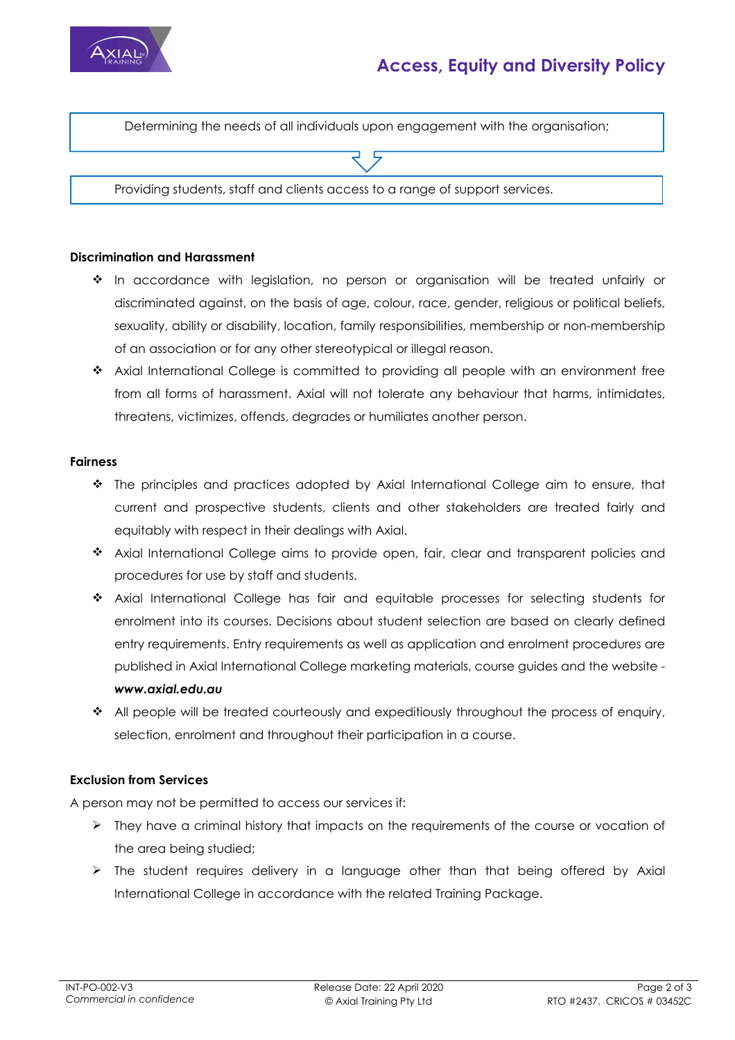Determining the needs of all individuals upon engagement with the organisation;

Providing students, staff and clients access to a range of support services.

**Discrimination and Harassment**

- In accordance with legislation, no person or organisation will be treated unfairly or discriminated against, on the basis of age, colour, race, gender, religious or political beliefs, sexuality, ability or disability, location, family responsibilities, membership or non-membership of an association or for any other stereotypical or illegal reason.
- Axial International College is committed to providing all people with an environment free from all forms of harassment. Axial will not tolerate any behaviour that harms, intimidates, threatens, victimizes, offends, degrades or humiliates another person.

**Fairness**

- The principles and practices adopted by Axial International College aim to ensure, that current and prospective students, clients and other stakeholders are treated fairly and equitably with respect in their dealings with Axial.
- Axial International College aims to provide open, fair, clear and transparent policies and procedures for use by staff and students.
- Axial International College has fair and equitable processes for selecting students for enrolment into its courses. Decisions about student selection are based on clearly defined entry requirements. Entry requirements as well as application and enrolment procedures are published in Axial International College marketing materials, course guides and the website - ***www.axial.edu.au***
- All people will be treated courteously and expeditiously throughout the process of enquiry, selection, enrolment and throughout their participation in a course.

**Exclusion from Services**

A person may not be permitted to access our services if:

- They have a criminal history that impacts on the requirements of the course or vocation of the area being studied;
- The student requires delivery in a language other than that being offered by Axial International College in accordance with the related Training Package.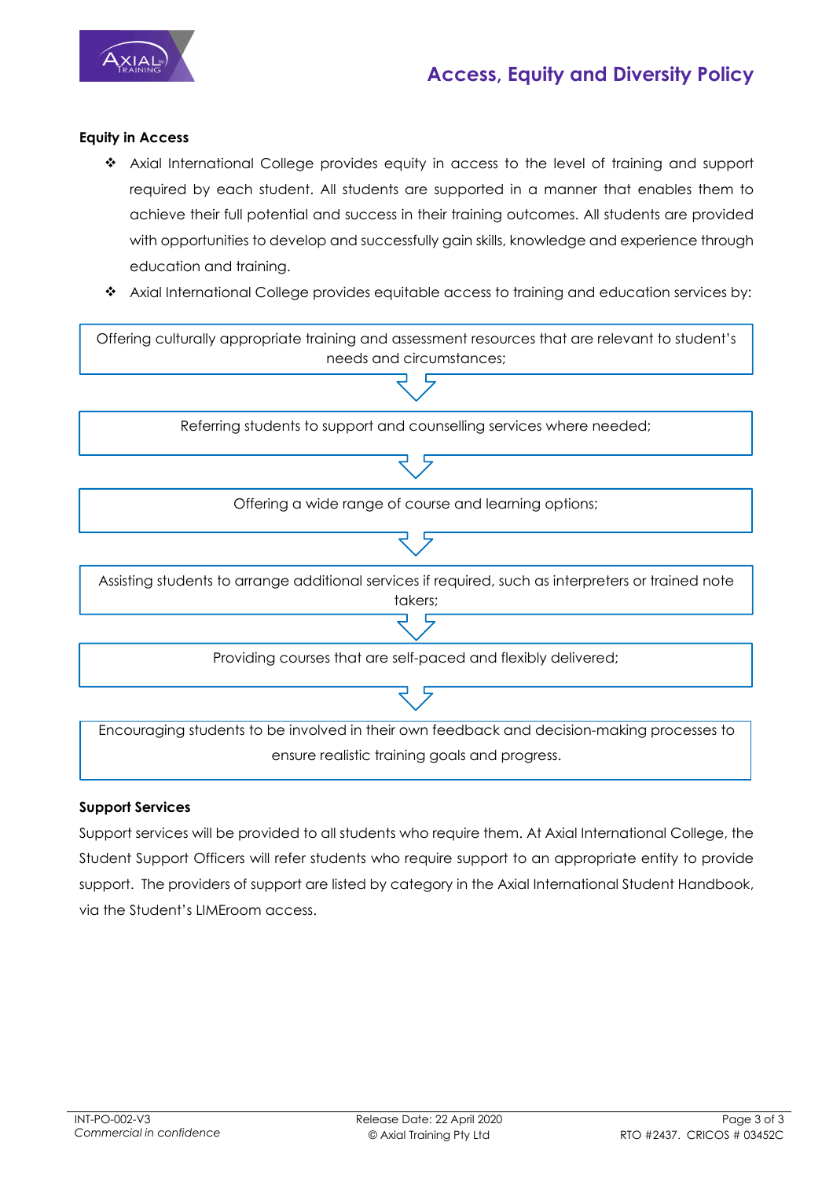**Equity in Access**

- Axial International College provides equity in access to the level of training and support required by each student. All students are supported in a manner that enables them to achieve their full potential and success in their training outcomes. All students are provided with opportunities to develop and successfully gain skills, knowledge and experience through education and training.
- Axial International College provides equitable access to training and education services by:

Offering culturally appropriate training and assessment resources that are relevant to student's needs and circumstances;

Referring students to support and counselling services where needed;

Offering a wide range of course and learning options;

Assisting students to arrange additional services if required, such as interpreters or trained note takers;

Providing courses that are self-paced and flexibly delivered;

Encouraging students to be involved in their own feedback and decision-making processes to ensure realistic training goals and progress.

**Support Services**

Support services will be provided to all students who require them. At Axial International College, the Student Support Officers will refer students who require support to an appropriate entity to provide support. The providers of support are listed by category in the Axial International Student Handbook, via the Student's LIMEroom access.